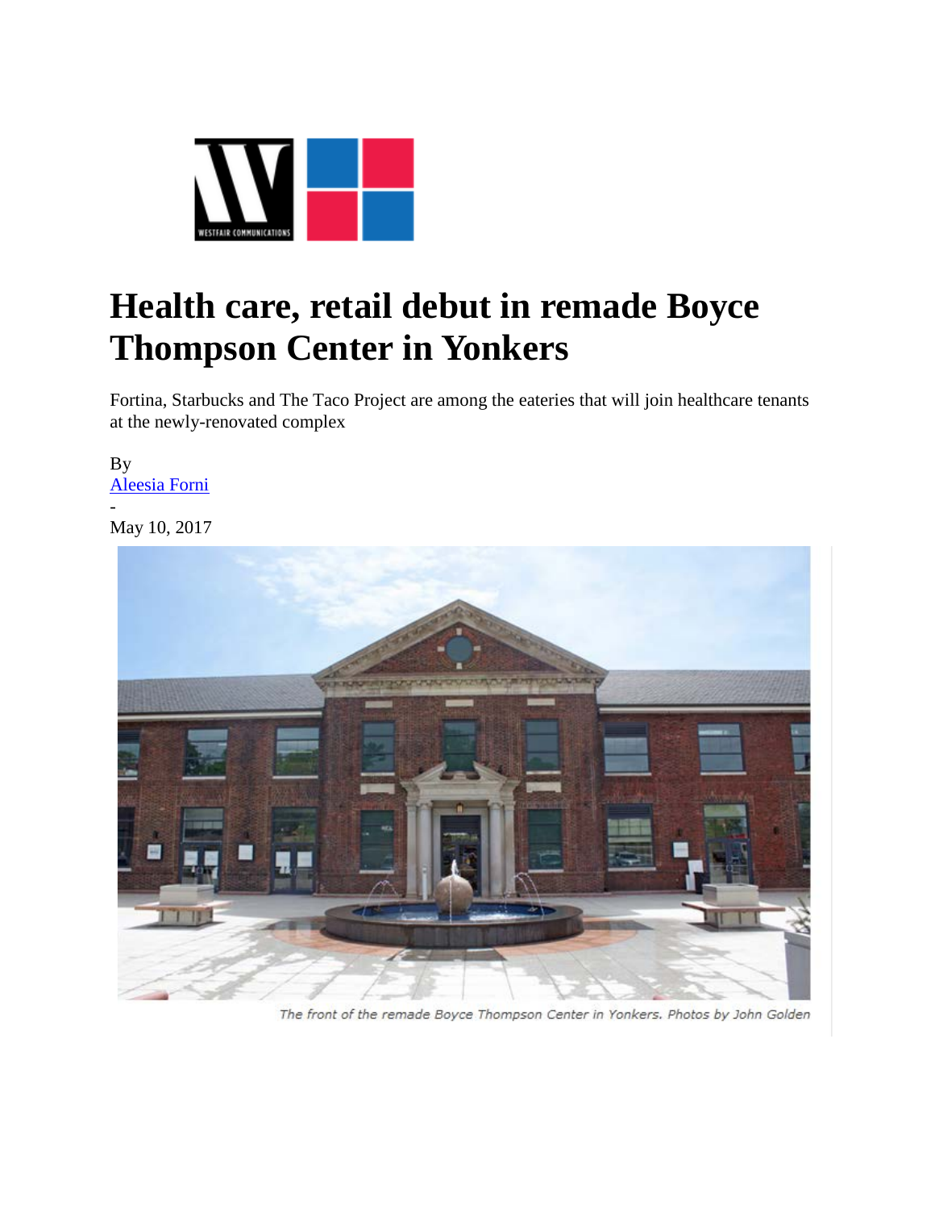# Health care, retail debut in remade Boyce Thompson Center in Yonkers

Fortina, Starbucks and The Taco Project are among the eateries that will join healthcare tenants at the newly-renovated complex

By
[Aleesia Forni](#)
-
May 10, 2017

*The front of the remade Boyce Thompson Center in Yonkers. Photos by John Golden*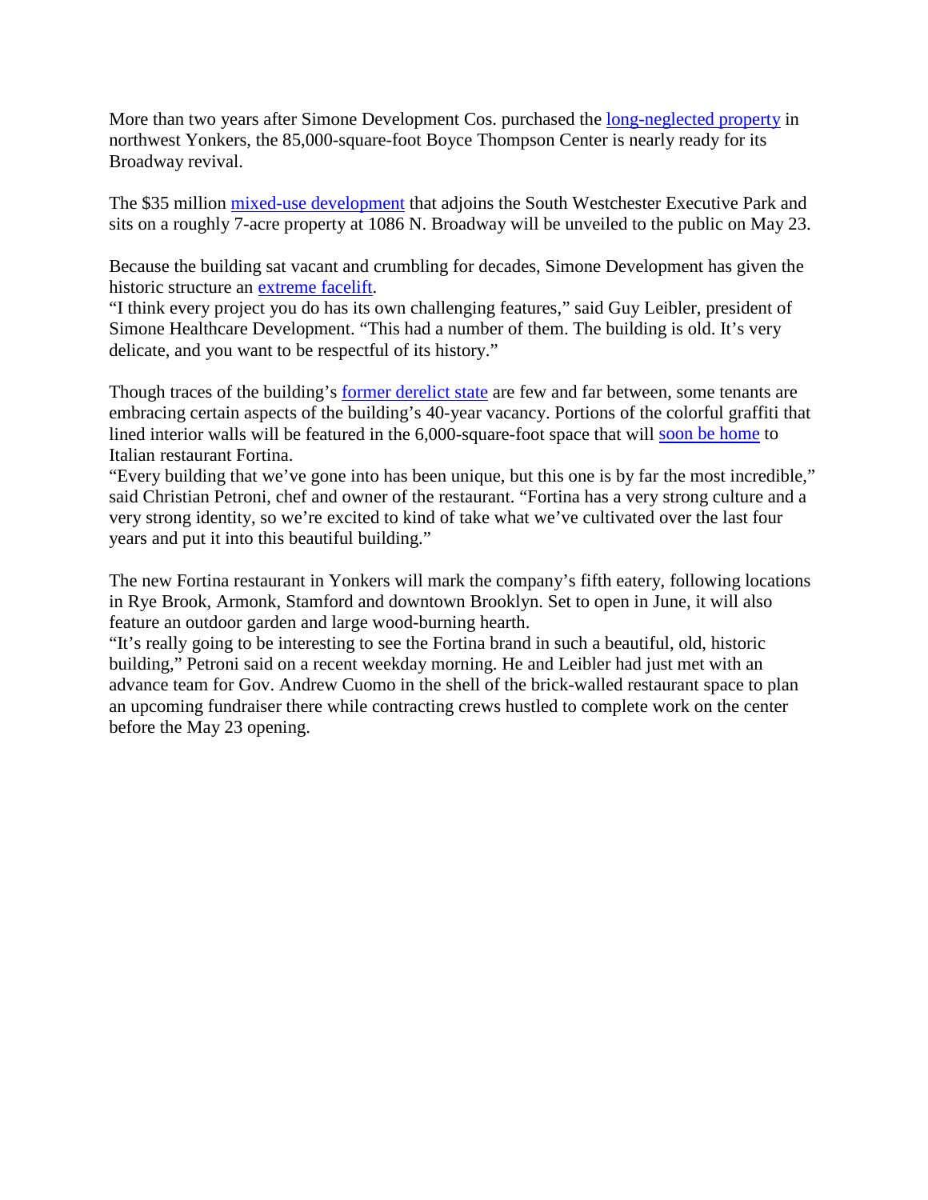More than two years after Simone Development Cos. purchased the long-neglected property in northwest Yonkers, the 85,000-square-foot Boyce Thompson Center is nearly ready for its Broadway revival.

The $35 million mixed-use development that adjoins the South Westchester Executive Park and sits on a roughly 7-acre property at 1086 N. Broadway will be unveiled to the public on May 23.

Because the building sat vacant and crumbling for decades, Simone Development has given the historic structure an extreme facelift.

"I think every project you do has its own challenging features," said Guy Leibler, president of Simone Healthcare Development. "This had a number of them. The building is old. It's very delicate, and you want to be respectful of its history."

Though traces of the building's former derelict state are few and far between, some tenants are embracing certain aspects of the building's 40-year vacancy. Portions of the colorful graffiti that lined interior walls will be featured in the 6,000-square-foot space that will soon be home to Italian restaurant Fortina.

"Every building that we've gone into has been unique, but this one is by far the most incredible," said Christian Petroni, chef and owner of the restaurant. "Fortina has a very strong culture and a very strong identity, so we're excited to kind of take what we've cultivated over the last four years and put it into this beautiful building."

The new Fortina restaurant in Yonkers will mark the company's fifth eatery, following locations in Rye Brook, Armonk, Stamford and downtown Brooklyn. Set to open in June, it will also feature an outdoor garden and large wood-burning hearth.

"It's really going to be interesting to see the Fortina brand in such a beautiful, old, historic building," Petroni said on a recent weekday morning. He and Leibler had just met with an advance team for Gov. Andrew Cuomo in the shell of the brick-walled restaurant space to plan an upcoming fundraiser there while contracting crews hustled to complete work on the center before the May 23 opening.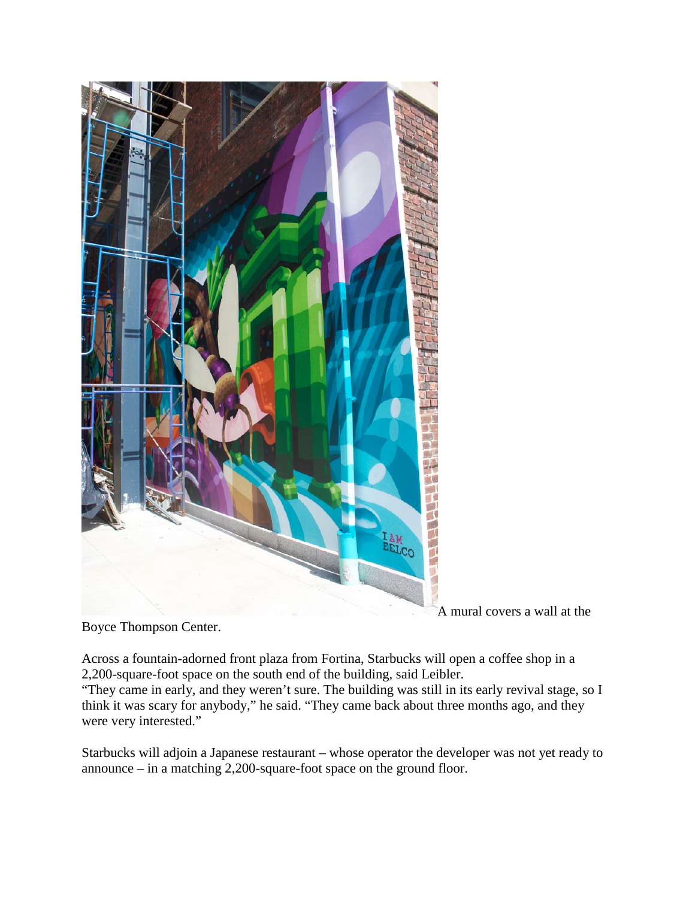A mural covers a wall at the Boyce Thompson Center.

Across a fountain-adorned front plaza from Fortina, Starbucks will open a coffee shop in a 2,200-square-foot space on the south end of the building, said Leibler.

"They came in early, and they weren't sure. The building was still in its early revival stage, so I think it was scary for anybody," he said. "They came back about three months ago, and they were very interested."

Starbucks will adjoin a Japanese restaurant – whose operator the developer was not yet ready to announce – in a matching 2,200-square-foot space on the ground floor.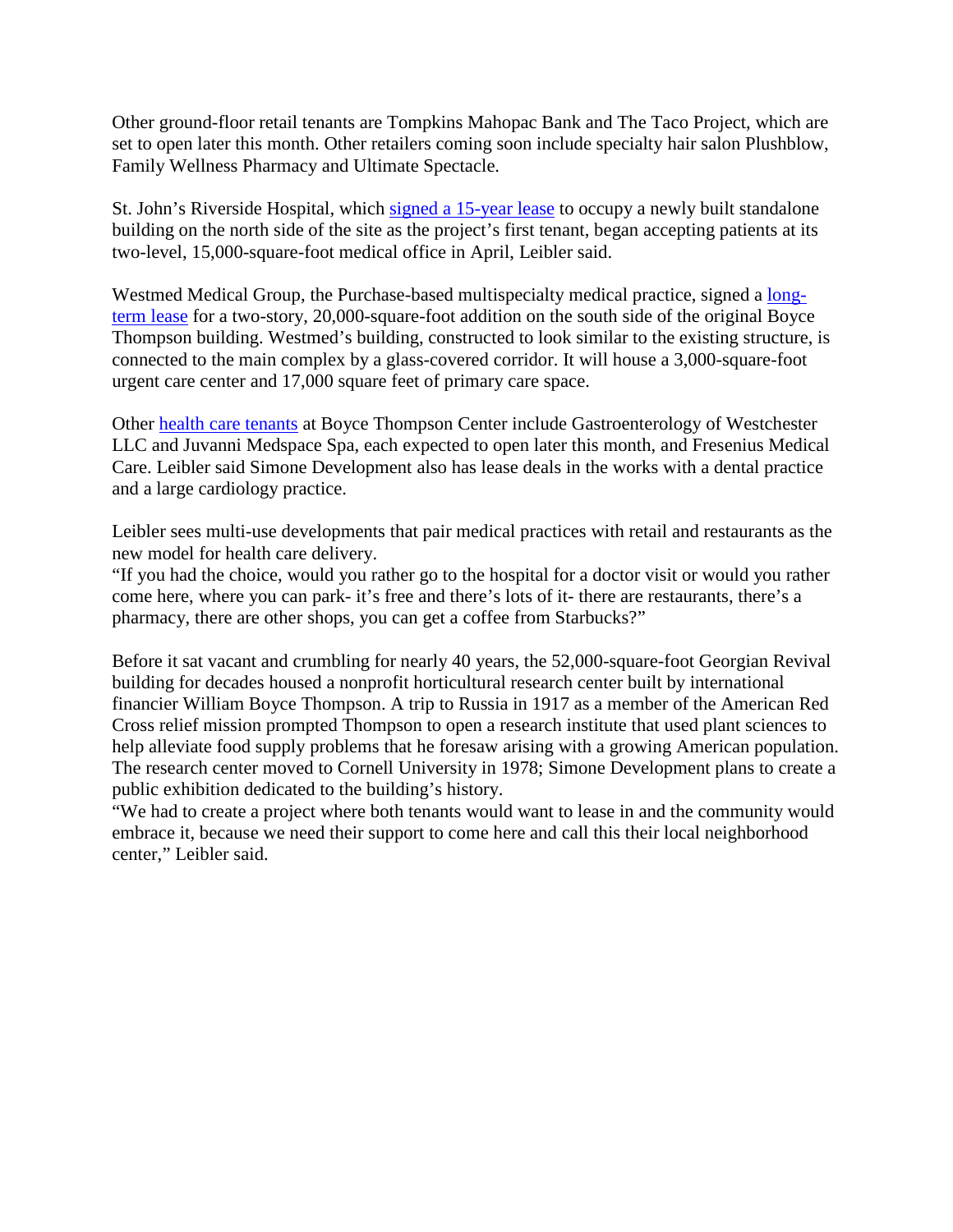Other ground-floor retail tenants are Tompkins Mahopac Bank and The Taco Project, which are set to open later this month. Other retailers coming soon include specialty hair salon Plushblow, Family Wellness Pharmacy and Ultimate Spectacle.

St. John's Riverside Hospital, which signed a 15-year lease to occupy a newly built standalone building on the north side of the site as the project's first tenant, began accepting patients at its two-level, 15,000-square-foot medical office in April, Leibler said.

Westmed Medical Group, the Purchase-based multispecialty medical practice, signed a long-term lease for a two-story, 20,000-square-foot addition on the south side of the original Boyce Thompson building. Westmed's building, constructed to look similar to the existing structure, is connected to the main complex by a glass-covered corridor. It will house a 3,000-square-foot urgent care center and 17,000 square feet of primary care space.

Other health care tenants at Boyce Thompson Center include Gastroenterology of Westchester LLC and Juvanni Medspace Spa, each expected to open later this month, and Fresenius Medical Care. Leibler said Simone Development also has lease deals in the works with a dental practice and a large cardiology practice.

Leibler sees multi-use developments that pair medical practices with retail and restaurants as the new model for health care delivery.
"If you had the choice, would you rather go to the hospital for a doctor visit or would you rather come here, where you can park- it's free and there's lots of it- there are restaurants, there's a pharmacy, there are other shops, you can get a coffee from Starbucks?"

Before it sat vacant and crumbling for nearly 40 years, the 52,000-square-foot Georgian Revival building for decades housed a nonprofit horticultural research center built by international financier William Boyce Thompson. A trip to Russia in 1917 as a member of the American Red Cross relief mission prompted Thompson to open a research institute that used plant sciences to help alleviate food supply problems that he foresaw arising with a growing American population. The research center moved to Cornell University in 1978; Simone Development plans to create a public exhibition dedicated to the building's history.
"We had to create a project where both tenants would want to lease in and the community would embrace it, because we need their support to come here and call this their local neighborhood center," Leibler said.